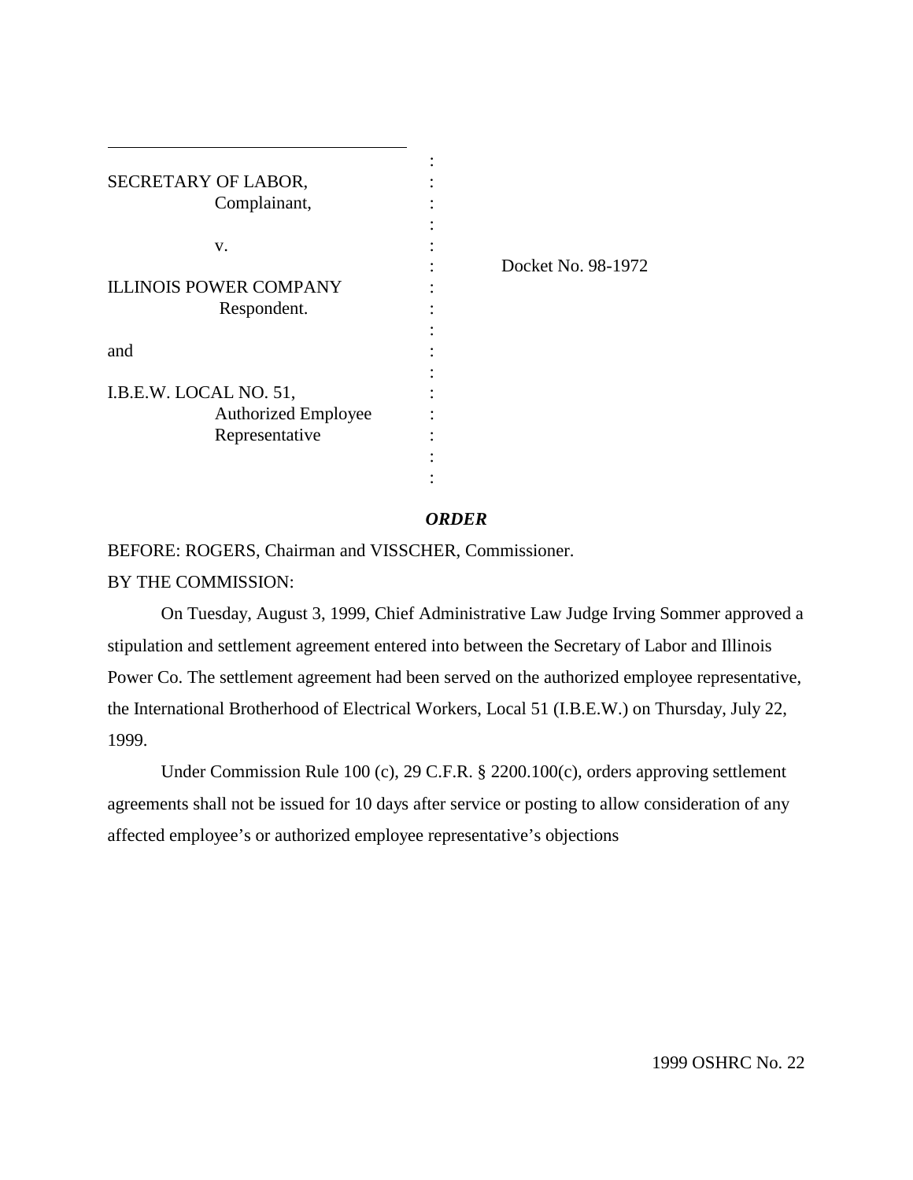| | | |
|---|---|---|
| SECRETARY OF LABOR, Complainant, | : | |
| v. | : | Docket No. 98-1972 |
| ILLINOIS POWER COMPANY Respondent. | : | |
| and | : | |
| I.B.E.W. LOCAL NO. 51, Authorized Employee Representative | : | |

***ORDER***

BEFORE: ROGERS, Chairman and VISSCHER, Commissioner.

BY THE COMMISSION:

On Tuesday, August 3, 1999, Chief Administrative Law Judge Irving Sommer approved a stipulation and settlement agreement entered into between the Secretary of Labor and Illinois Power Co. The settlement agreement had been served on the authorized employee representative, the International Brotherhood of Electrical Workers, Local 51 (I.B.E.W.) on Thursday, July 22, 1999.

Under Commission Rule 100 (c), 29 C.F.R. § 2200.100(c), orders approving settlement agreements shall not be issued for 10 days after service or posting to allow consideration of any affected employee's or authorized employee representative's objections

1999 OSHRC No. 22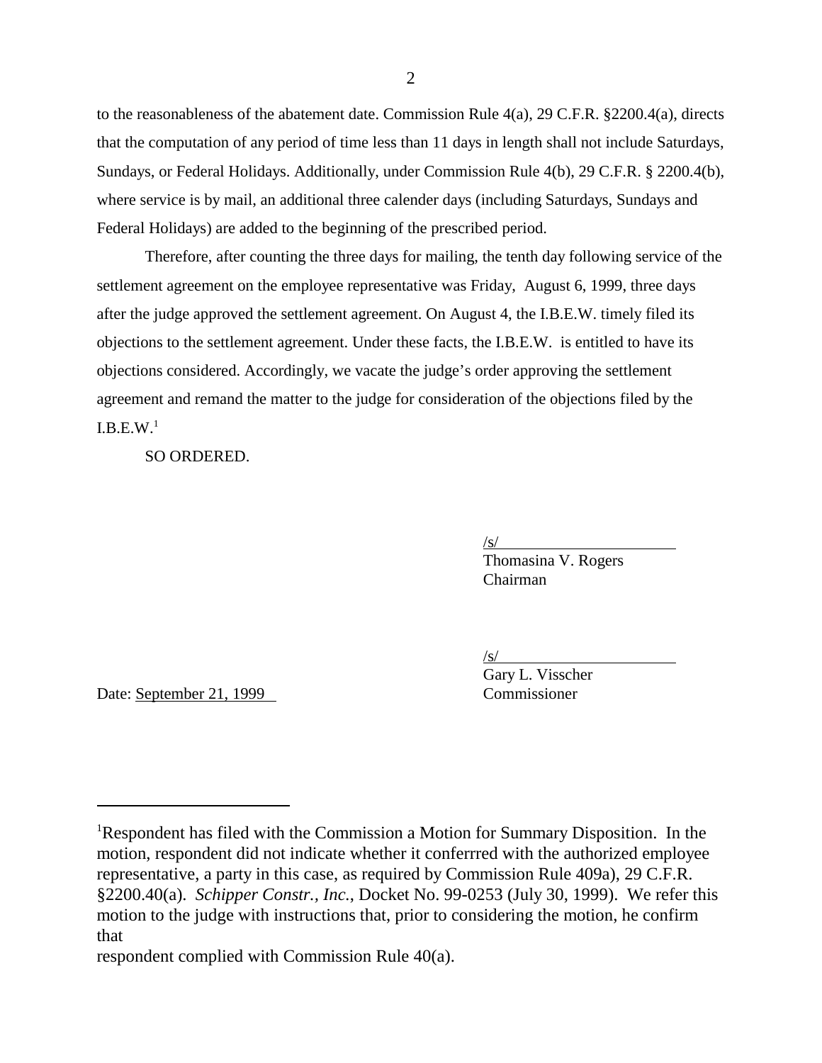to the reasonableness of the abatement date. Commission Rule 4(a), 29 C.F.R. §2200.4(a), directs that the computation of any period of time less than 11 days in length shall not include Saturdays, Sundays, or Federal Holidays. Additionally, under Commission Rule 4(b), 29 C.F.R. § 2200.4(b), where service is by mail, an additional three calender days (including Saturdays, Sundays and Federal Holidays) are added to the beginning of the prescribed period.

Therefore, after counting the three days for mailing, the tenth day following service of the settlement agreement on the employee representative was Friday, August 6, 1999, three days after the judge approved the settlement agreement. On August 4, the I.B.E.W. timely filed its objections to the settlement agreement. Under these facts, the I.B.E.W. is entitled to have its objections considered. Accordingly, we vacate the judge's order approving the settlement agreement and remand the matter to the judge for consideration of the objections filed by the I.B.E.W.[1]

SO ORDERED.

/s/
Thomasina V. Rogers
Chairman

/s/
Gary L. Visscher
Commissioner

Date: September 21, 1999

---

[1]Respondent has filed with the Commission a Motion for Summary Disposition. In the motion, respondent did not indicate whether it conferrred with the authorized employee representative, a party in this case, as required by Commission Rule 409a), 29 C.F.R. §2200.40(a). *Schipper Constr., Inc.*, Docket No. 99-0253 (July 30, 1999). We refer this motion to the judge with instructions that, prior to considering the motion, he confirm that

respondent complied with Commission Rule 40(a).